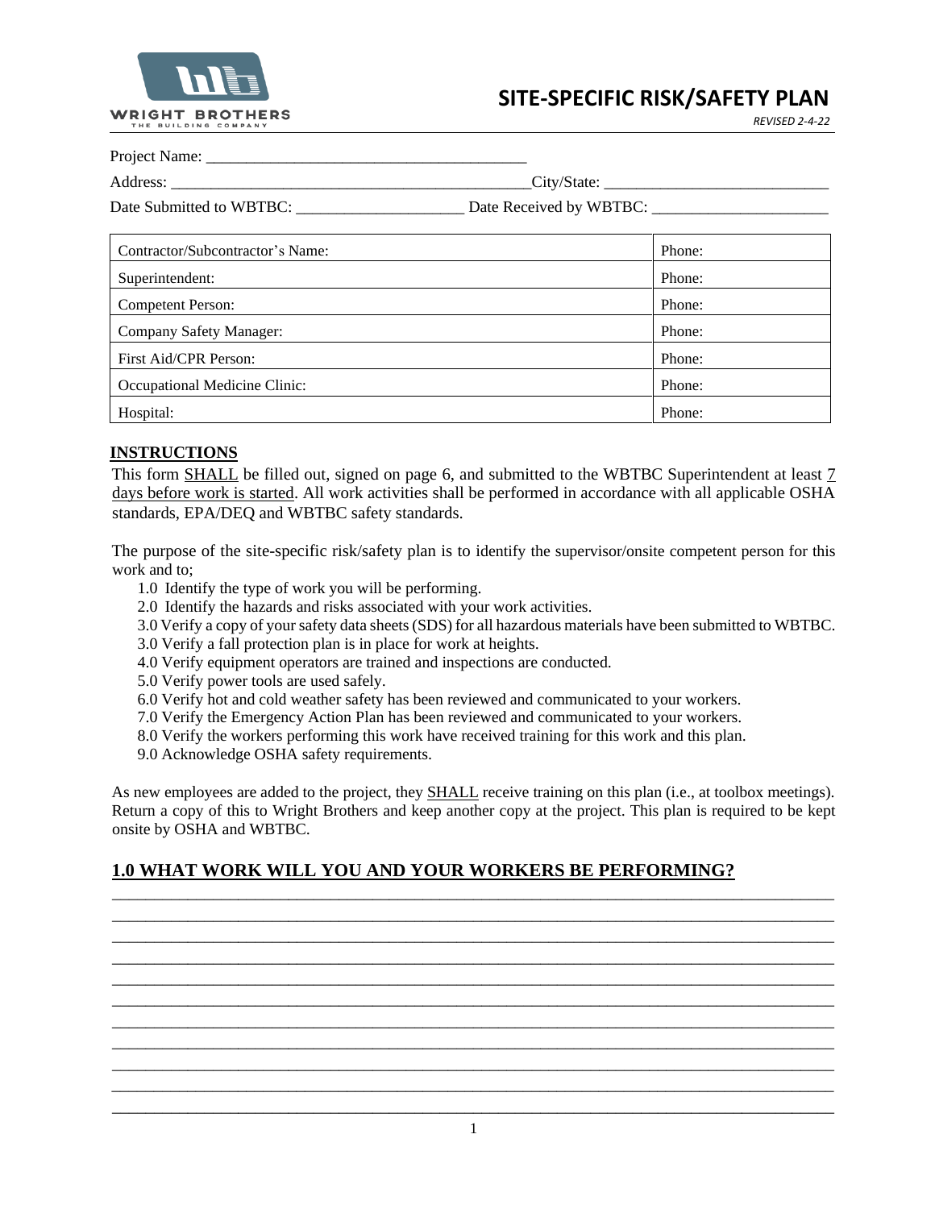WRIGHT BROTHERS
THE BUILDING COMPANY

# SITE-SPECIFIC RISK/SAFETY PLAN

*REVISED 2-4-22*

Project Name: ______________________________________

Address: ____________________________________________City/State: __________________________

Date Submitted to WBTBC: ____________________ Date Received by WBTBC: _____________________

| Contractor/Subcontractor's Name: | Phone: |
|---|---|
| Superintendent: | Phone: |
| Competent Person: | Phone: |
| Company Safety Manager: | Phone: |
| First Aid/CPR Person: | Phone: |
| Occupational Medicine Clinic: | Phone: |
| Hospital: | Phone: |

**INSTRUCTIONS**

This form SHALL be filled out, signed on page 6, and submitted to the WBTBC Superintendent at least 7 days before work is started. All work activities shall be performed in accordance with all applicable OSHA standards, EPA/DEQ and WBTBC safety standards.

The purpose of the site-specific risk/safety plan is to identify the supervisor/onsite competent person for this work and to;

1.0 Identify the type of work you will be performing.
2.0 Identify the hazards and risks associated with your work activities.
3.0 Verify a copy of your safety data sheets (SDS) for all hazardous materials have been submitted to WBTBC.
3.0 Verify a fall protection plan is in place for work at heights.
4.0 Verify equipment operators are trained and inspections are conducted.
5.0 Verify power tools are used safely.
6.0 Verify hot and cold weather safety has been reviewed and communicated to your workers.
7.0 Verify the Emergency Action Plan has been reviewed and communicated to your workers.
8.0 Verify the workers performing this work have received training for this work and this plan.
9.0 Acknowledge OSHA safety requirements.

As new employees are added to the project, they SHALL receive training on this plan (i.e., at toolbox meetings). Return a copy of this to Wright Brothers and keep another copy at the project. This plan is required to be kept onsite by OSHA and WBTBC.

## 1.0 WHAT WORK WILL YOU AND YOUR WORKERS BE PERFORMING?

______________________________________________________________________________
______________________________________________________________________________
______________________________________________________________________________
______________________________________________________________________________
______________________________________________________________________________
______________________________________________________________________________
______________________________________________________________________________
______________________________________________________________________________
______________________________________________________________________________
______________________________________________________________________________
______________________________________________________________________________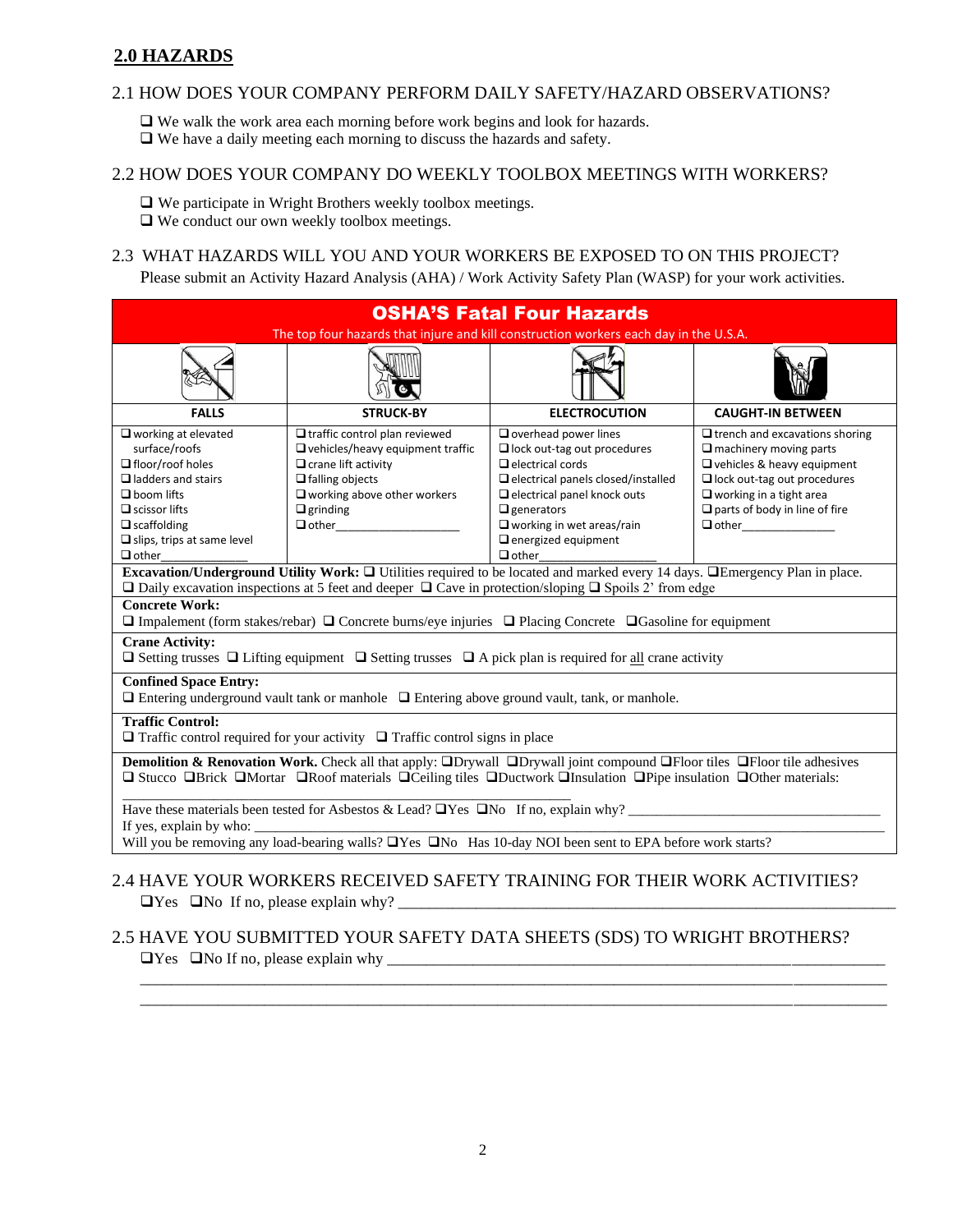## 2.0 HAZARDS

2.1 HOW DOES YOUR COMPANY PERFORM DAILY SAFETY/HAZARD OBSERVATIONS?

- ❑ We walk the work area each morning before work begins and look for hazards.
- ❑ We have a daily meeting each morning to discuss the hazards and safety.

2.2 HOW DOES YOUR COMPANY DO WEEKLY TOOLBOX MEETINGS WITH WORKERS?

- ❑ We participate in Wright Brothers weekly toolbox meetings.
- ❑ We conduct our own weekly toolbox meetings.

2.3 WHAT HAZARDS WILL YOU AND YOUR WORKERS BE EXPOSED TO ON THIS PROJECT?
Please submit an Activity Hazard Analysis (AHA) / Work Activity Safety Plan (WASP) for your work activities.

**OSHA'S Fatal Four Hazards**

The top four hazards that injure and kill construction workers each day in the U.S.A.

| FALLS | STRUCK-BY | ELECTROCUTION | CAUGHT-IN BETWEEN |
|---|---|---|---|
| ❑ working at elevated surface/roofs | ❑ traffic control plan reviewed | ❑ overhead power lines | ❑ trench and excavations shoring |
| ❑ floor/roof holes | ❑ vehicles/heavy equipment traffic | ❑ lock out-tag out procedures | ❑ machinery moving parts |
| ❑ ladders and stairs | ❑ crane lift activity | ❑ electrical cords | ❑ vehicles & heavy equipment |
| ❑ boom lifts | ❑ falling objects | ❑ electrical panels closed/installed | ❑ lock out-tag out procedures |
| ❑ scissor lifts | ❑ working above other workers | ❑ electrical panel knock outs | ❑ working in a tight area |
| ❑ scaffolding | ❑ grinding | ❑ generators | ❑ parts of body in line of fire |
| ❑ slips, trips at same level | ❑ other___________________ | ❑ working in wet areas/rain | ❑ other_______________ |
| ❑ other_____________ | | ❑ energized equipment | |
| | | ❑ other___________________ | |

**Excavation/Underground Utility Work:** ❑ Utilities required to be located and marked every 14 days. ❑Emergency Plan in place.
❑ Daily excavation inspections at 5 feet and deeper ❑ Cave in protection/sloping ❑ Spoils 2' from edge

**Concrete Work:**
❑ Impalement (form stakes/rebar) ❑ Concrete burns/eye injuries ❑ Placing Concrete ❑Gasoline for equipment

**Crane Activity:**
❑ Setting trusses ❑ Lifting equipment ❑ Setting trusses ❑ A pick plan is required for all crane activity

**Confined Space Entry:**
❑ Entering underground vault tank or manhole ❑ Entering above ground vault, tank, or manhole.

**Traffic Control:**
❑ Traffic control required for your activity ❑ Traffic control signs in place

**Demolition & Renovation Work.** Check all that apply: ❑Drywall ❑Drywall joint compound ❑Floor tiles ❑Floor tile adhesives ❑ Stucco ❑Brick ❑Mortar ❑Roof materials ❑Ceiling tiles ❑Ductwork ❑Insulation ❑Pipe insulation ❑Other materials:
_______________________________________________________________

Have these materials been tested for Asbestos & Lead? ❑Yes ❑No If no, explain why? ___________________________________
If yes, explain by who: ___________________________________________________________________________________
Will you be removing any load-bearing walls? ❑Yes ❑No Has 10-day NOI been sent to EPA before work starts?

2.4 HAVE YOUR WORKERS RECEIVED SAFETY TRAINING FOR THEIR WORK ACTIVITIES?
❑Yes ❑No If no, please explain why? _______________________________________________________________

2.5 HAVE YOU SUBMITTED YOUR SAFETY DATA SHEETS (SDS) TO WRIGHT BROTHERS?
❑Yes ❑No If no, please explain why ________________________________________________________________
_____________________________________________________________________________________________
_____________________________________________________________________________________________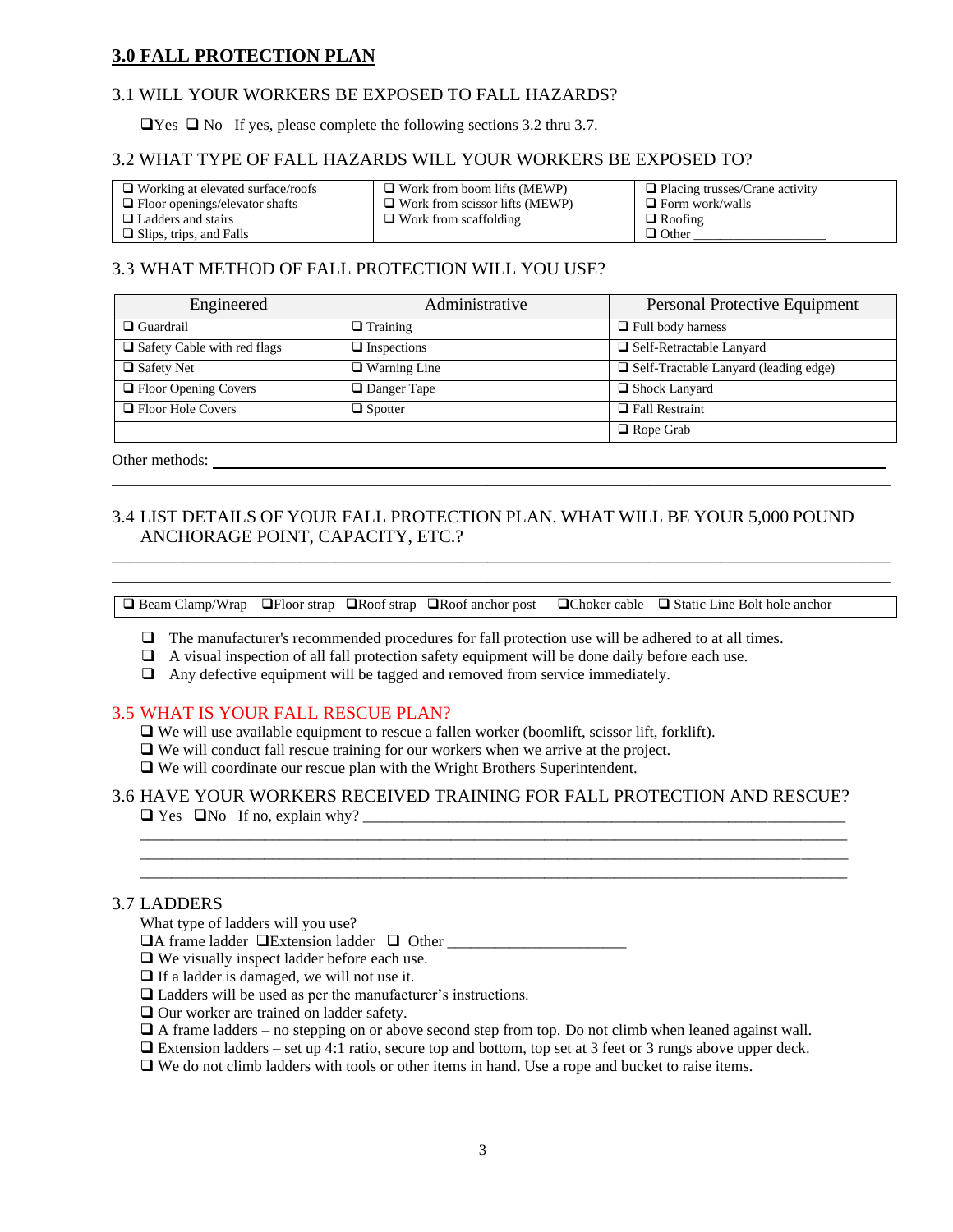## 3.0 FALL PROTECTION PLAN

### 3.1 WILL YOUR WORKERS BE EXPOSED TO FALL HAZARDS?

❑Yes ❑ No If yes, please complete the following sections 3.2 thru 3.7.

### 3.2 WHAT TYPE OF FALL HAZARDS WILL YOUR WORKERS BE EXPOSED TO?

| | | |
|---|---|---|
| ❑ Working at elevated surface/roofs | ❑ Work from boom lifts (MEWP) | ❑ Placing trusses/Crane activity |
| ❑ Floor openings/elevator shafts | ❑ Work from scissor lifts (MEWP) | ❑ Form work/walls |
| ❑ Ladders and stairs | ❑ Work from scaffolding | ❑ Roofing |
| ❑ Slips, trips, and Falls | | ❑ Other ___________________ |

### 3.3 WHAT METHOD OF FALL PROTECTION WILL YOU USE?

| Engineered | Administrative | Personal Protective Equipment |
|---|---|---|
| ❑ Guardrail | ❑ Training | ❑ Full body harness |
| ❑ Safety Cable with red flags | ❑ Inspections | ❑ Self-Retractable Lanyard |
| ❑ Safety Net | ❑ Warning Line | ❑ Self-Tractable Lanyard (leading edge) |
| ❑ Floor Opening Covers | ❑ Danger Tape | ❑ Shock Lanyard |
| ❑ Floor Hole Covers | ❑ Spotter | ❑ Fall Restraint |
| | | ❑ Rope Grab |

Other methods: ______________________________________________________________________

_____________________________________________________________________________________

### 3.4 LIST DETAILS OF YOUR FALL PROTECTION PLAN. WHAT WILL BE YOUR 5,000 POUND ANCHORAGE POINT, CAPACITY, ETC.?

_____________________________________________________________________________________

_____________________________________________________________________________________

❑ Beam Clamp/Wrap ❑Floor strap ❑Roof strap ❑Roof anchor post ❑Choker cable ❑ Static Line Bolt hole anchor

- ❑ The manufacturer's recommended procedures for fall protection use will be adhered to at all times.
- ❑ A visual inspection of all fall protection safety equipment will be done daily before each use.
- ❑ Any defective equipment will be tagged and removed from service immediately.

### 3.5 WHAT IS YOUR FALL RESCUE PLAN?

❑ We will use available equipment to rescue a fallen worker (boomlift, scissor lift, forklift).
❑ We will conduct fall rescue training for our workers when we arrive at the project.
❑ We will coordinate our rescue plan with the Wright Brothers Superintendent.

### 3.6 HAVE YOUR WORKERS RECEIVED TRAINING FOR FALL PROTECTION AND RESCUE?

❑ Yes ❑No If no, explain why? ____________________________________________________________

_____________________________________________________________________________________

_____________________________________________________________________________________

_____________________________________________________________________________________

### 3.7 LADDERS

What type of ladders will you use?
❑A frame ladder ❑Extension ladder ❑ Other ______________________
❑ We visually inspect ladder before each use.
❑ If a ladder is damaged, we will not use it.
❑ Ladders will be used as per the manufacturer's instructions.
❑ Our worker are trained on ladder safety.
❑ A frame ladders – no stepping on or above second step from top. Do not climb when leaned against wall.
❑ Extension ladders – set up 4:1 ratio, secure top and bottom, top set at 3 feet or 3 rungs above upper deck.
❑ We do not climb ladders with tools or other items in hand. Use a rope and bucket to raise items.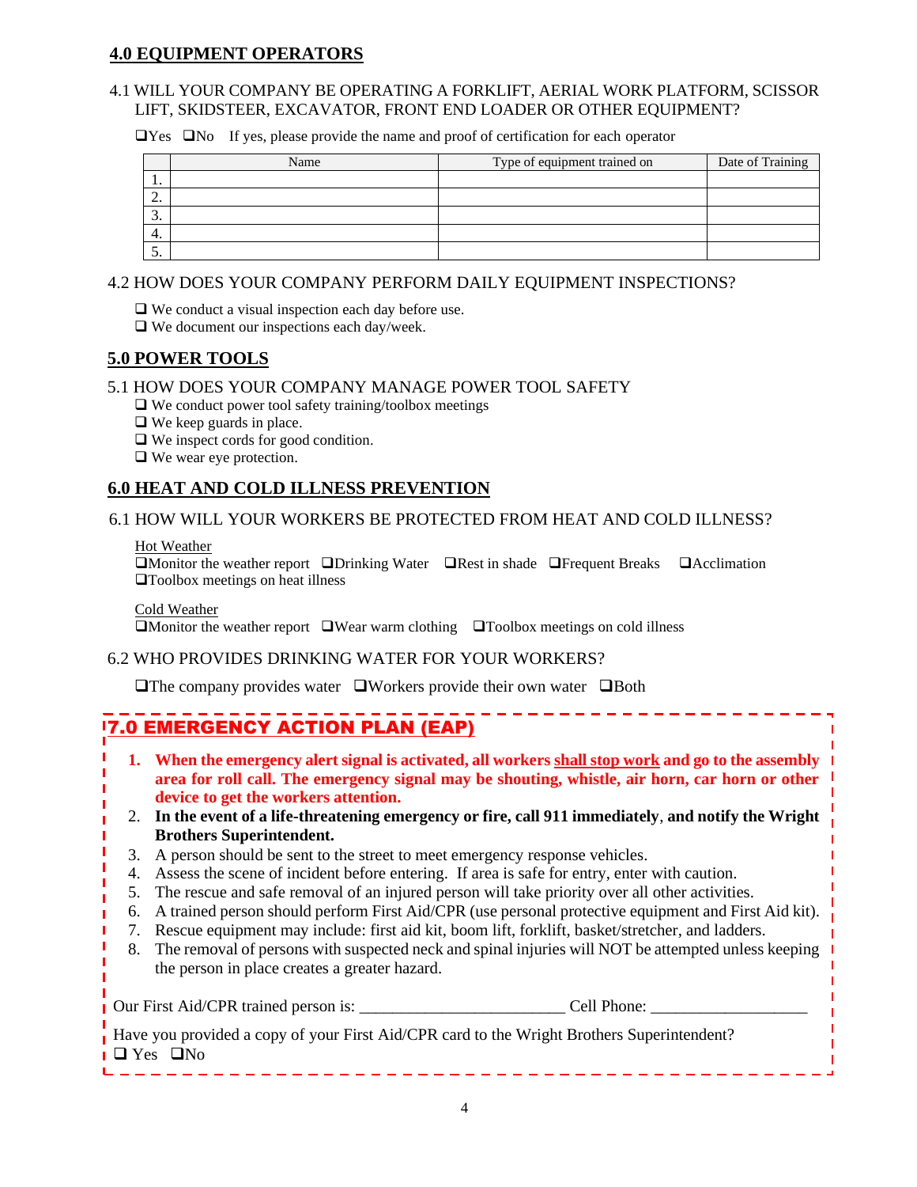## 4.0 EQUIPMENT OPERATORS

4.1 WILL YOUR COMPANY BE OPERATING A FORKLIFT, AERIAL WORK PLATFORM, SCISSOR LIFT, SKIDSTEER, EXCAVATOR, FRONT END LOADER OR OTHER EQUIPMENT?

❑Yes ❑No If yes, please provide the name and proof of certification for each operator

| | Name | Type of equipment trained on | Date of Training |
|---|---|---|---|
| 1. | | | |
| 2. | | | |
| 3. | | | |
| 4. | | | |
| 5. | | | |

4.2 HOW DOES YOUR COMPANY PERFORM DAILY EQUIPMENT INSPECTIONS?

❑ We conduct a visual inspection each day before use.
❑ We document our inspections each day/week.

## 5.0 POWER TOOLS

5.1 HOW DOES YOUR COMPANY MANAGE POWER TOOL SAFETY

❑ We conduct power tool safety training/toolbox meetings
❑ We keep guards in place.
❑ We inspect cords for good condition.
❑ We wear eye protection.

## 6.0 HEAT AND COLD ILLNESS PREVENTION

6.1 HOW WILL YOUR WORKERS BE PROTECTED FROM HEAT AND COLD ILLNESS?

Hot Weather
❑Monitor the weather report ❑Drinking Water ❑Rest in shade ❑Frequent Breaks ❑Acclimation
❑Toolbox meetings on heat illness

Cold Weather
❑Monitor the weather report ❑Wear warm clothing ❑Toolbox meetings on cold illness

6.2 WHO PROVIDES DRINKING WATER FOR YOUR WORKERS?

❑The company provides water ❑Workers provide their own water ❑Both

## 7.0 EMERGENCY ACTION PLAN (EAP)

1. **When the emergency alert signal is activated, all workers shall stop work and go to the assembly area for roll call. The emergency signal may be shouting, whistle, air horn, car horn or other device to get the workers attention.**
2. **In the event of a life-threatening emergency or fire, call 911 immediately**, **and notify the Wright Brothers Superintendent.**
3. A person should be sent to the street to meet emergency response vehicles.
4. Assess the scene of incident before entering. If area is safe for entry, enter with caution.
5. The rescue and safe removal of an injured person will take priority over all other activities.
6. A trained person should perform First Aid/CPR (use personal protective equipment and First Aid kit).
7. Rescue equipment may include: first aid kit, boom lift, forklift, basket/stretcher, and ladders.
8. The removal of persons with suspected neck and spinal injuries will NOT be attempted unless keeping the person in place creates a greater hazard.

Our First Aid/CPR trained person is: ________________________ Cell Phone: ___________________

Have you provided a copy of your First Aid/CPR card to the Wright Brothers Superintendent?
❑ Yes ❑No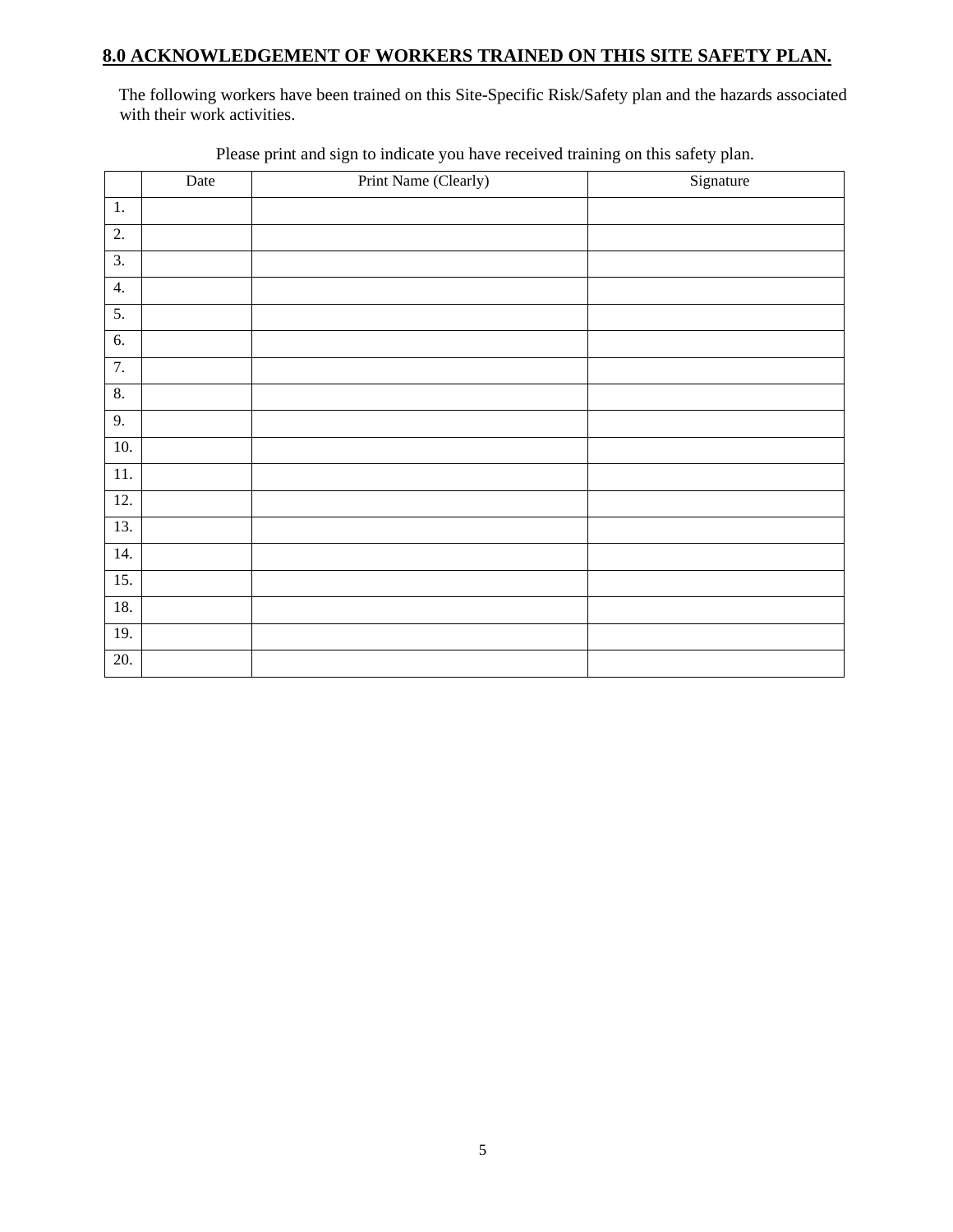## 8.0 ACKNOWLEDGEMENT OF WORKERS TRAINED ON THIS SITE SAFETY PLAN.

The following workers have been trained on this Site-Specific Risk/Safety plan and the hazards associated with their work activities.

Please print and sign to indicate you have received training on this safety plan.

| | Date | Print Name (Clearly) | Signature |
|---|---|---|---|
| 1. | | | |
| 2. | | | |
| 3. | | | |
| 4. | | | |
| 5. | | | |
| 6. | | | |
| 7. | | | |
| 8. | | | |
| 9. | | | |
| 10. | | | |
| 11. | | | |
| 12. | | | |
| 13. | | | |
| 14. | | | |
| 15. | | | |
| 18. | | | |
| 19. | | | |
| 20. | | | |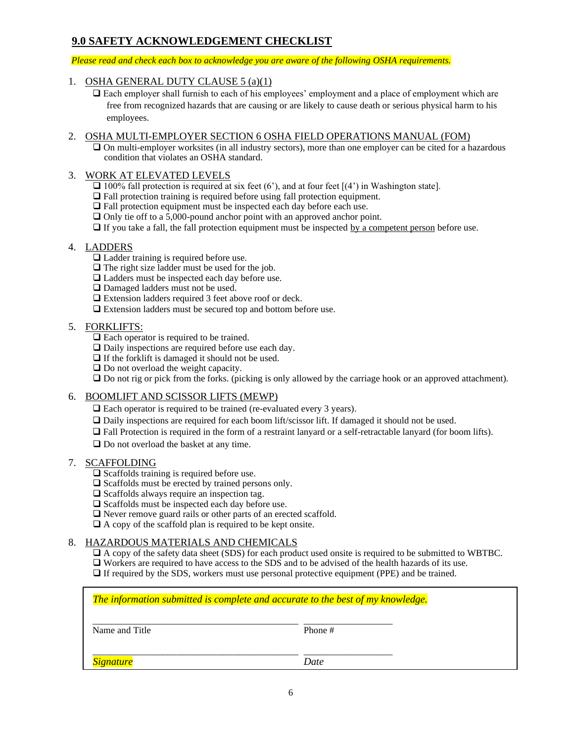## 9.0 SAFETY ACKNOWLEDGEMENT CHECKLIST

*Please read and check each box to acknowledge you are aware of the following OSHA requirements.*

1. OSHA GENERAL DUTY CLAUSE 5 (a)(1)
   - ❑ Each employer shall furnish to each of his employees' employment and a place of employment which are free from recognized hazards that are causing or are likely to cause death or serious physical harm to his employees.

2. OSHA MULTI-EMPLOYER SECTION 6 OSHA FIELD OPERATIONS MANUAL (FOM)
   - ❑ On multi-employer worksites (in all industry sectors), more than one employer can be cited for a hazardous condition that violates an OSHA standard.

3. WORK AT ELEVATED LEVELS
   - ❑ 100% fall protection is required at six feet (6'), and at four feet [(4') in Washington state].
   - ❑ Fall protection training is required before using fall protection equipment.
   - ❑ Fall protection equipment must be inspected each day before each use.
   - ❑ Only tie off to a 5,000-pound anchor point with an approved anchor point.
   - ❑ If you take a fall, the fall protection equipment must be inspected by a competent person before use.

4. LADDERS
   - ❑ Ladder training is required before use.
   - ❑ The right size ladder must be used for the job.
   - ❑ Ladders must be inspected each day before use.
   - ❑ Damaged ladders must not be used.
   - ❑ Extension ladders required 3 feet above roof or deck.
   - ❑ Extension ladders must be secured top and bottom before use.

5. FORKLIFTS:
   - ❑ Each operator is required to be trained.
   - ❑ Daily inspections are required before use each day.
   - ❑ If the forklift is damaged it should not be used.
   - ❑ Do not overload the weight capacity.
   - ❑ Do not rig or pick from the forks. (picking is only allowed by the carriage hook or an approved attachment).

6. BOOMLIFT AND SCISSOR LIFTS (MEWP)
   - ❑ Each operator is required to be trained (re-evaluated every 3 years).
   - ❑ Daily inspections are required for each boom lift/scissor lift. If damaged it should not be used.
   - ❑ Fall Protection is required in the form of a restraint lanyard or a self-retractable lanyard (for boom lifts).
   - ❑ Do not overload the basket at any time.

7. SCAFFOLDING
   - ❑ Scaffolds training is required before use.
   - ❑ Scaffolds must be erected by trained persons only.
   - ❑ Scaffolds always require an inspection tag.
   - ❑ Scaffolds must be inspected each day before use.
   - ❑ Never remove guard rails or other parts of an erected scaffold.
   - ❑ A copy of the scaffold plan is required to be kept onsite.

8. HAZARDOUS MATERIALS AND CHEMICALS
   - ❑ A copy of the safety data sheet (SDS) for each product used onsite is required to be submitted to WBTBC.
   - ❑ Workers are required to have access to the SDS and to be advised of the health hazards of its use.
   - ❑ If required by the SDS, workers must use personal protective equipment (PPE) and be trained.

*The information submitted is complete and accurate to the best of my knowledge.*

\_\_\_\_\_\_\_\_\_\_\_\_\_\_\_\_\_\_\_\_\_\_\_\_\_\_\_\_\_\_\_\_\_\_\_\_\_\_\_\_ \_\_\_\_\_\_\_\_\_\_\_\_\_\_\_\_\_\_

Name and Title Phone #

\_\_\_\_\_\_\_\_\_\_\_\_\_\_\_\_\_\_\_\_\_\_\_\_\_\_\_\_\_\_\_\_\_\_\_\_\_\_\_\_ \_\_\_\_\_\_\_\_\_\_\_\_\_\_\_\_\_\_

*Signature* *Date*